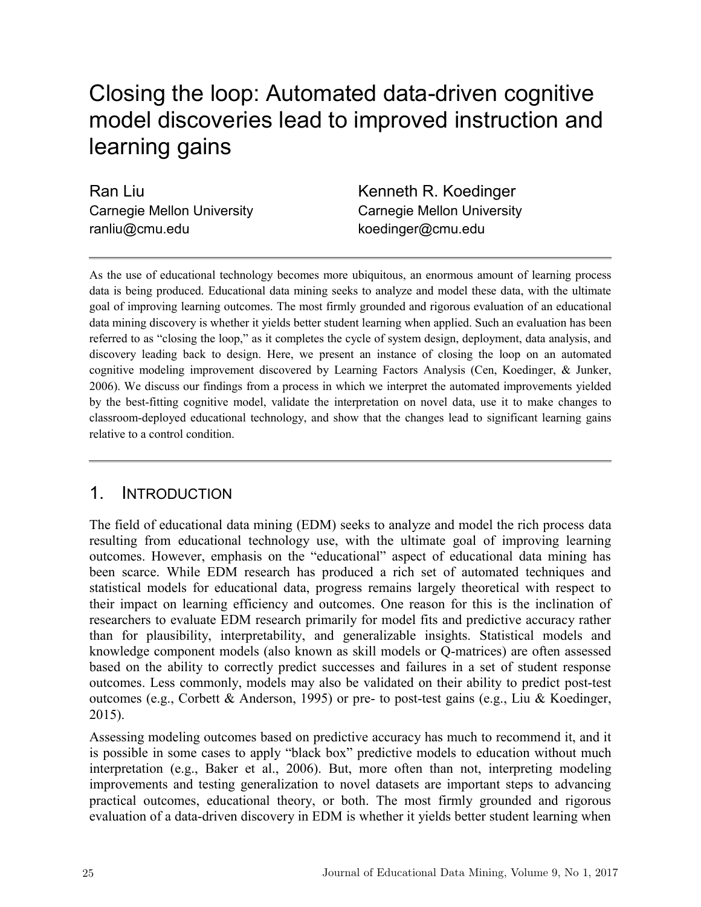# Closing the loop: Automated data-driven cognitive model discoveries lead to improved instruction and learning gains

Ran Liu
Carnegie Mellon University
ranliu@cmu.edu

Kenneth R. Koedinger
Carnegie Mellon University
koedinger@cmu.edu

---

As the use of educational technology becomes more ubiquitous, an enormous amount of learning process data is being produced. Educational data mining seeks to analyze and model these data, with the ultimate goal of improving learning outcomes. The most firmly grounded and rigorous evaluation of an educational data mining discovery is whether it yields better student learning when applied. Such an evaluation has been referred to as "closing the loop," as it completes the cycle of system design, deployment, data analysis, and discovery leading back to design. Here, we present an instance of closing the loop on an automated cognitive modeling improvement discovered by Learning Factors Analysis (Cen, Koedinger, & Junker, 2006). We discuss our findings from a process in which we interpret the automated improvements yielded by the best-fitting cognitive model, validate the interpretation on novel data, use it to make changes to classroom-deployed educational technology, and show that the changes lead to significant learning gains relative to a control condition.

---

## 1. INTRODUCTION

The field of educational data mining (EDM) seeks to analyze and model the rich process data resulting from educational technology use, with the ultimate goal of improving learning outcomes. However, emphasis on the "educational" aspect of educational data mining has been scarce. While EDM research has produced a rich set of automated techniques and statistical models for educational data, progress remains largely theoretical with respect to their impact on learning efficiency and outcomes. One reason for this is the inclination of researchers to evaluate EDM research primarily for model fits and predictive accuracy rather than for plausibility, interpretability, and generalizable insights. Statistical models and knowledge component models (also known as skill models or Q-matrices) are often assessed based on the ability to correctly predict successes and failures in a set of student response outcomes. Less commonly, models may also be validated on their ability to predict post-test outcomes (e.g., Corbett & Anderson, 1995) or pre- to post-test gains (e.g., Liu & Koedinger, 2015).

Assessing modeling outcomes based on predictive accuracy has much to recommend it, and it is possible in some cases to apply "black box" predictive models to education without much interpretation (e.g., Baker et al., 2006). But, more often than not, interpreting modeling improvements and testing generalization to novel datasets are important steps to advancing practical outcomes, educational theory, or both. The most firmly grounded and rigorous evaluation of a data-driven discovery in EDM is whether it yields better student learning when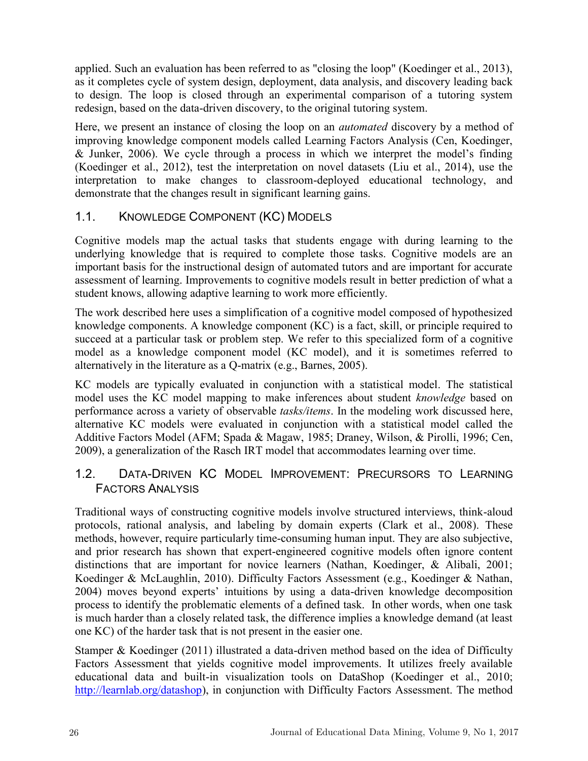applied. Such an evaluation has been referred to as "closing the loop" (Koedinger et al., 2013), as it completes cycle of system design, deployment, data analysis, and discovery leading back to design. The loop is closed through an experimental comparison of a tutoring system redesign, based on the data-driven discovery, to the original tutoring system.

Here, we present an instance of closing the loop on an *automated* discovery by a method of improving knowledge component models called Learning Factors Analysis (Cen, Koedinger, & Junker, 2006). We cycle through a process in which we interpret the model's finding (Koedinger et al., 2012), test the interpretation on novel datasets (Liu et al., 2014), use the interpretation to make changes to classroom-deployed educational technology, and demonstrate that the changes result in significant learning gains.

## 1.1. Knowledge Component (KC) Models

Cognitive models map the actual tasks that students engage with during learning to the underlying knowledge that is required to complete those tasks. Cognitive models are an important basis for the instructional design of automated tutors and are important for accurate assessment of learning. Improvements to cognitive models result in better prediction of what a student knows, allowing adaptive learning to work more efficiently.

The work described here uses a simplification of a cognitive model composed of hypothesized knowledge components. A knowledge component (KC) is a fact, skill, or principle required to succeed at a particular task or problem step. We refer to this specialized form of a cognitive model as a knowledge component model (KC model), and it is sometimes referred to alternatively in the literature as a Q-matrix (e.g., Barnes, 2005).

KC models are typically evaluated in conjunction with a statistical model. The statistical model uses the KC model mapping to make inferences about student *knowledge* based on performance across a variety of observable *tasks/items*. In the modeling work discussed here, alternative KC models were evaluated in conjunction with a statistical model called the Additive Factors Model (AFM; Spada & Magaw, 1985; Draney, Wilson, & Pirolli, 1996; Cen, 2009), a generalization of the Rasch IRT model that accommodates learning over time.

## 1.2. Data-Driven KC Model Improvement: Precursors to Learning Factors Analysis

Traditional ways of constructing cognitive models involve structured interviews, think-aloud protocols, rational analysis, and labeling by domain experts (Clark et al., 2008). These methods, however, require particularly time-consuming human input. They are also subjective, and prior research has shown that expert-engineered cognitive models often ignore content distinctions that are important for novice learners (Nathan, Koedinger, & Alibali, 2001; Koedinger & McLaughlin, 2010). Difficulty Factors Assessment (e.g., Koedinger & Nathan, 2004) moves beyond experts' intuitions by using a data-driven knowledge decomposition process to identify the problematic elements of a defined task. In other words, when one task is much harder than a closely related task, the difference implies a knowledge demand (at least one KC) of the harder task that is not present in the easier one.

Stamper & Koedinger (2011) illustrated a data-driven method based on the idea of Difficulty Factors Assessment that yields cognitive model improvements. It utilizes freely available educational data and built-in visualization tools on DataShop (Koedinger et al., 2010; http://learnlab.org/datashop), in conjunction with Difficulty Factors Assessment. The method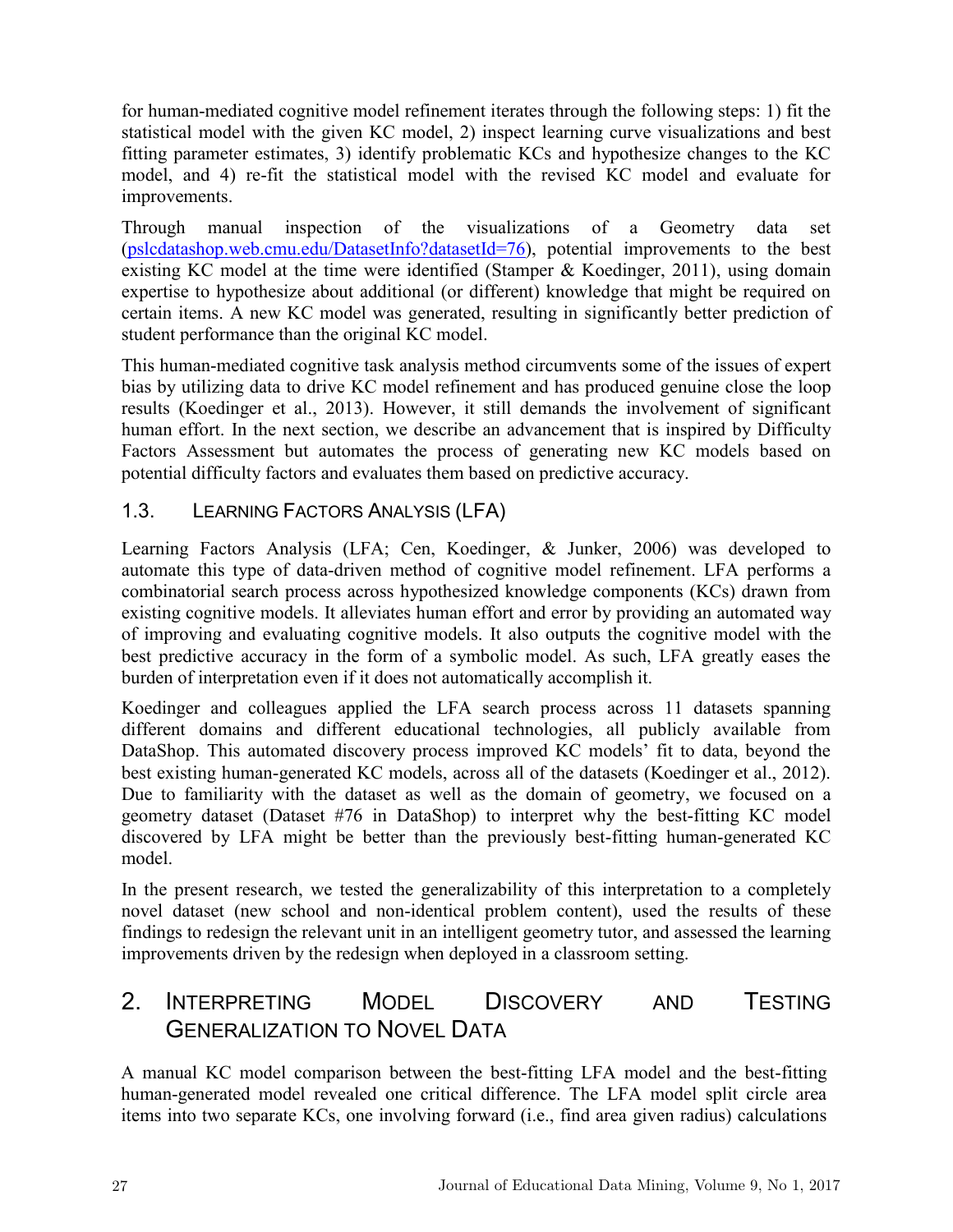for human-mediated cognitive model refinement iterates through the following steps: 1) fit the statistical model with the given KC model, 2) inspect learning curve visualizations and best fitting parameter estimates, 3) identify problematic KCs and hypothesize changes to the KC model, and 4) re-fit the statistical model with the revised KC model and evaluate for improvements.

Through manual inspection of the visualizations of a Geometry data set (pslcdatashop.web.cmu.edu/DatasetInfo?datasetId=76), potential improvements to the best existing KC model at the time were identified (Stamper & Koedinger, 2011), using domain expertise to hypothesize about additional (or different) knowledge that might be required on certain items. A new KC model was generated, resulting in significantly better prediction of student performance than the original KC model.

This human-mediated cognitive task analysis method circumvents some of the issues of expert bias by utilizing data to drive KC model refinement and has produced genuine close the loop results (Koedinger et al., 2013). However, it still demands the involvement of significant human effort. In the next section, we describe an advancement that is inspired by Difficulty Factors Assessment but automates the process of generating new KC models based on potential difficulty factors and evaluates them based on predictive accuracy.

### 1.3. Learning Factors Analysis (LFA)

Learning Factors Analysis (LFA; Cen, Koedinger, & Junker, 2006) was developed to automate this type of data-driven method of cognitive model refinement. LFA performs a combinatorial search process across hypothesized knowledge components (KCs) drawn from existing cognitive models. It alleviates human effort and error by providing an automated way of improving and evaluating cognitive models. It also outputs the cognitive model with the best predictive accuracy in the form of a symbolic model. As such, LFA greatly eases the burden of interpretation even if it does not automatically accomplish it.

Koedinger and colleagues applied the LFA search process across 11 datasets spanning different domains and different educational technologies, all publicly available from DataShop. This automated discovery process improved KC models' fit to data, beyond the best existing human-generated KC models, across all of the datasets (Koedinger et al., 2012). Due to familiarity with the dataset as well as the domain of geometry, we focused on a geometry dataset (Dataset #76 in DataShop) to interpret why the best-fitting KC model discovered by LFA might be better than the previously best-fitting human-generated KC model.

In the present research, we tested the generalizability of this interpretation to a completely novel dataset (new school and non-identical problem content), used the results of these findings to redesign the relevant unit in an intelligent geometry tutor, and assessed the learning improvements driven by the redesign when deployed in a classroom setting.

## 2. Interpreting Model Discovery and Testing Generalization to Novel Data

A manual KC model comparison between the best-fitting LFA model and the best-fitting human-generated model revealed one critical difference. The LFA model split circle area items into two separate KCs, one involving forward (i.e., find area given radius) calculations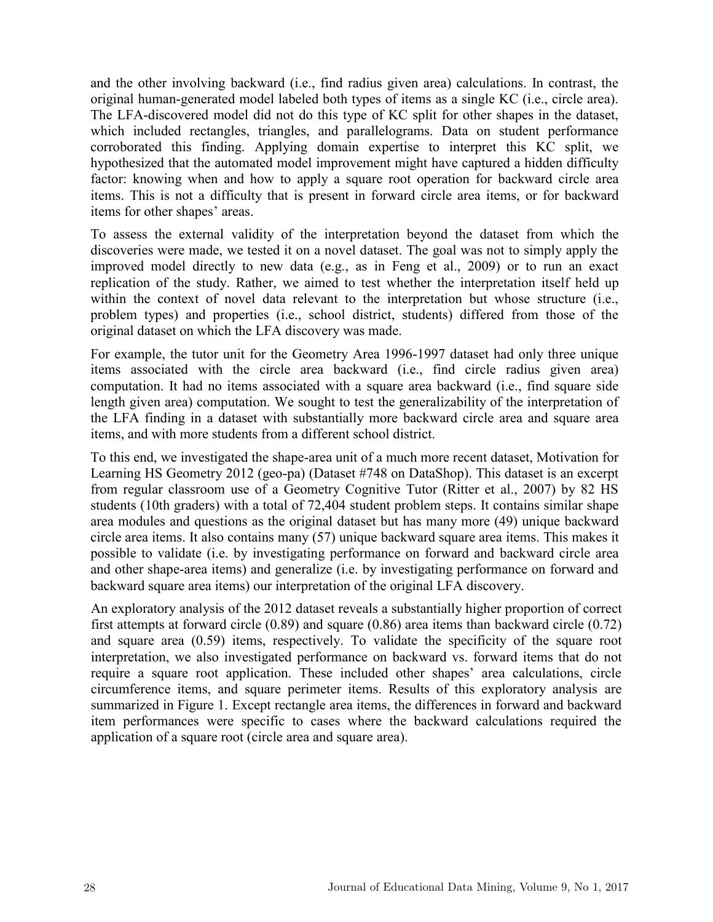and the other involving backward (i.e., find radius given area) calculations. In contrast, the original human-generated model labeled both types of items as a single KC (i.e., circle area). The LFA-discovered model did not do this type of KC split for other shapes in the dataset, which included rectangles, triangles, and parallelograms. Data on student performance corroborated this finding. Applying domain expertise to interpret this KC split, we hypothesized that the automated model improvement might have captured a hidden difficulty factor: knowing when and how to apply a square root operation for backward circle area items. This is not a difficulty that is present in forward circle area items, or for backward items for other shapes' areas.

To assess the external validity of the interpretation beyond the dataset from which the discoveries were made, we tested it on a novel dataset. The goal was not to simply apply the improved model directly to new data (e.g., as in Feng et al., 2009) or to run an exact replication of the study. Rather, we aimed to test whether the interpretation itself held up within the context of novel data relevant to the interpretation but whose structure (i.e., problem types) and properties (i.e., school district, students) differed from those of the original dataset on which the LFA discovery was made.

For example, the tutor unit for the Geometry Area 1996-1997 dataset had only three unique items associated with the circle area backward (i.e., find circle radius given area) computation. It had no items associated with a square area backward (i.e., find square side length given area) computation. We sought to test the generalizability of the interpretation of the LFA finding in a dataset with substantially more backward circle area and square area items, and with more students from a different school district.

To this end, we investigated the shape-area unit of a much more recent dataset, Motivation for Learning HS Geometry 2012 (geo-pa) (Dataset #748 on DataShop). This dataset is an excerpt from regular classroom use of a Geometry Cognitive Tutor (Ritter et al., 2007) by 82 HS students (10th graders) with a total of 72,404 student problem steps. It contains similar shape area modules and questions as the original dataset but has many more (49) unique backward circle area items. It also contains many (57) unique backward square area items. This makes it possible to validate (i.e. by investigating performance on forward and backward circle area and other shape-area items) and generalize (i.e. by investigating performance on forward and backward square area items) our interpretation of the original LFA discovery.

An exploratory analysis of the 2012 dataset reveals a substantially higher proportion of correct first attempts at forward circle (0.89) and square (0.86) area items than backward circle (0.72) and square area (0.59) items, respectively. To validate the specificity of the square root interpretation, we also investigated performance on backward vs. forward items that do not require a square root application. These included other shapes' area calculations, circle circumference items, and square perimeter items. Results of this exploratory analysis are summarized in Figure 1. Except rectangle area items, the differences in forward and backward item performances were specific to cases where the backward calculations required the application of a square root (circle area and square area).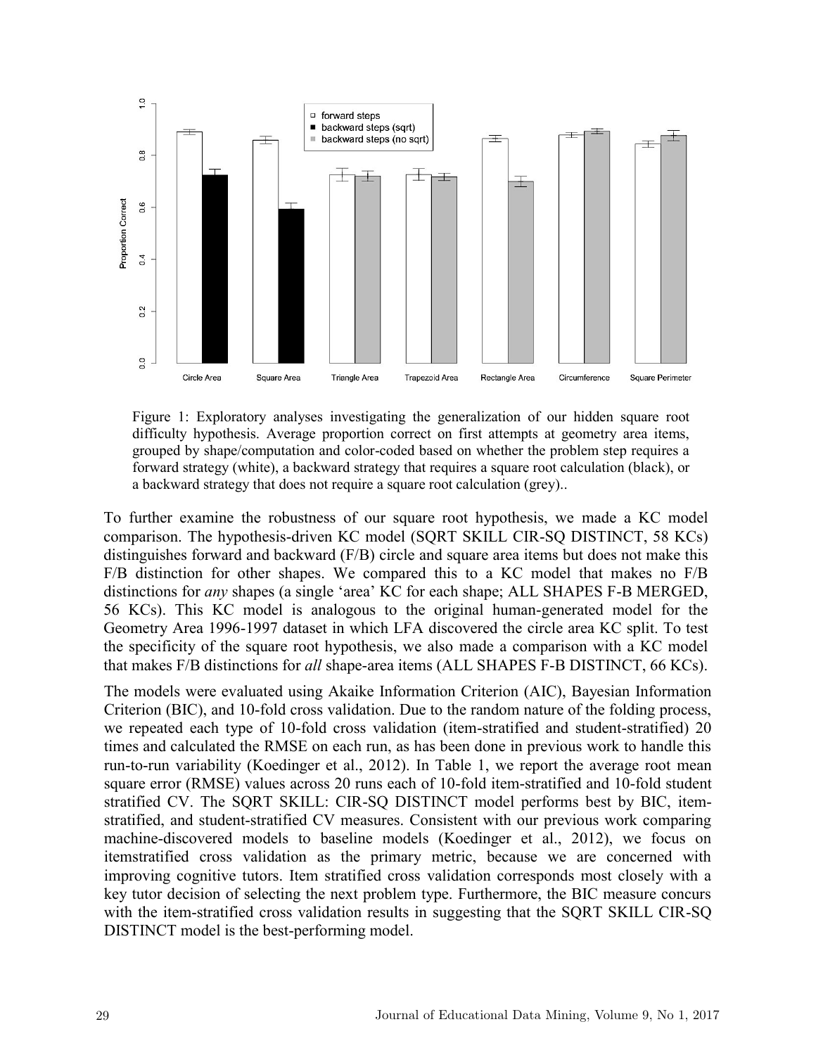Figure 1: Exploratory analyses investigating the generalization of our hidden square root difficulty hypothesis. Average proportion correct on first attempts at geometry area items, grouped by shape/computation and color-coded based on whether the problem step requires a forward strategy (white), a backward strategy that requires a square root calculation (black), or a backward strategy that does not require a square root calculation (grey)..

To further examine the robustness of our square root hypothesis, we made a KC model comparison. The hypothesis-driven KC model (SQRT SKILL CIR-SQ DISTINCT, 58 KCs) distinguishes forward and backward (F/B) circle and square area items but does not make this F/B distinction for other shapes. We compared this to a KC model that makes no F/B distinctions for *any* shapes (a single 'area' KC for each shape; ALL SHAPES F-B MERGED, 56 KCs). This KC model is analogous to the original human-generated model for the Geometry Area 1996-1997 dataset in which LFA discovered the circle area KC split. To test the specificity of the square root hypothesis, we also made a comparison with a KC model that makes F/B distinctions for *all* shape-area items (ALL SHAPES F-B DISTINCT, 66 KCs).

The models were evaluated using Akaike Information Criterion (AIC), Bayesian Information Criterion (BIC), and 10-fold cross validation. Due to the random nature of the folding process, we repeated each type of 10-fold cross validation (item-stratified and student-stratified) 20 times and calculated the RMSE on each run, as has been done in previous work to handle this run-to-run variability (Koedinger et al., 2012). In Table 1, we report the average root mean square error (RMSE) values across 20 runs each of 10-fold item-stratified and 10-fold student stratified CV. The SQRT SKILL: CIR-SQ DISTINCT model performs best by BIC, item-stratified, and student-stratified CV measures. Consistent with our previous work comparing machine-discovered models to baseline models (Koedinger et al., 2012), we focus on itemstratified cross validation as the primary metric, because we are concerned with improving cognitive tutors. Item stratified cross validation corresponds most closely with a key tutor decision of selecting the next problem type. Furthermore, the BIC measure concurs with the item-stratified cross validation results in suggesting that the SQRT SKILL CIR-SQ DISTINCT model is the best-performing model.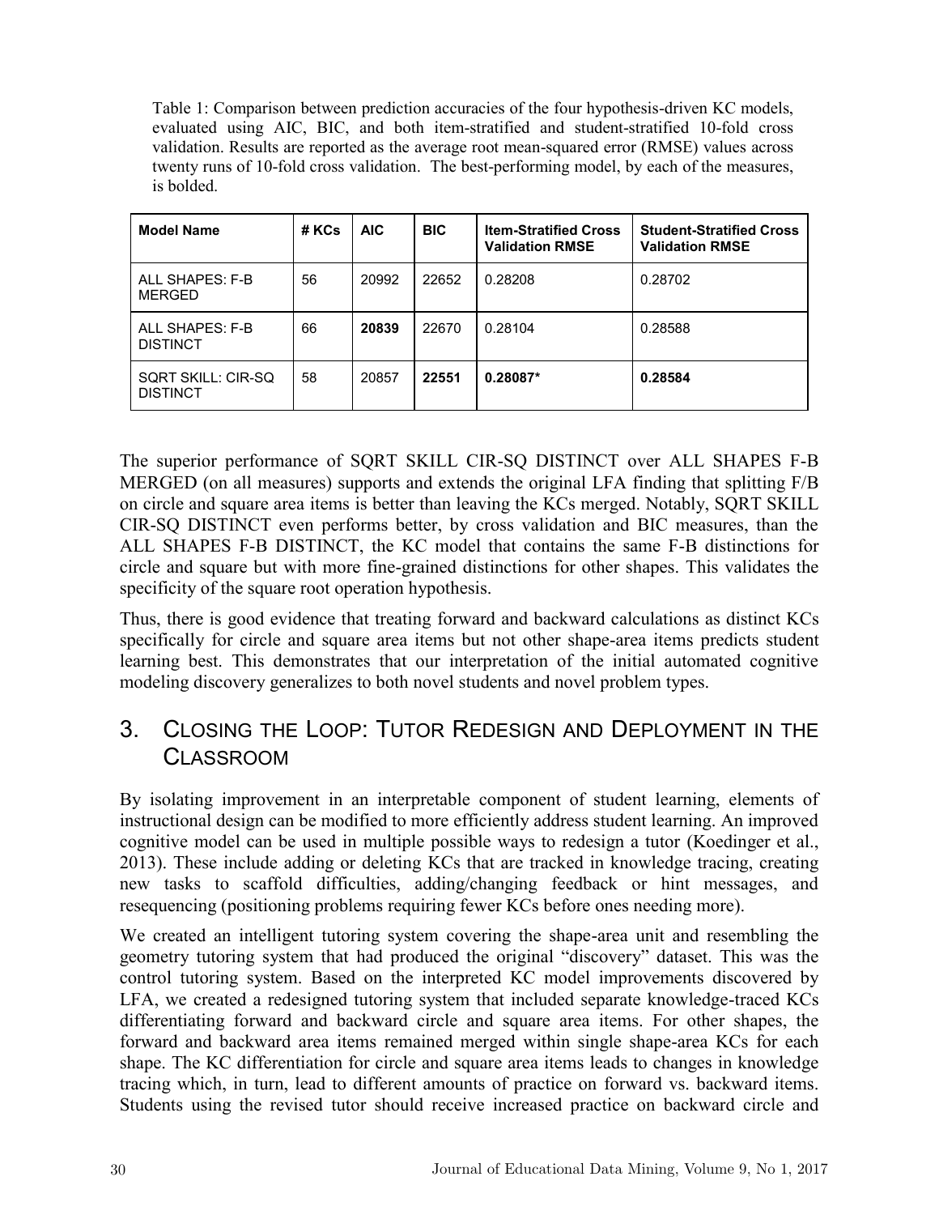Table 1: Comparison between prediction accuracies of the four hypothesis-driven KC models, evaluated using AIC, BIC, and both item-stratified and student-stratified 10-fold cross validation. Results are reported as the average root mean-squared error (RMSE) values across twenty runs of 10-fold cross validation. The best-performing model, by each of the measures, is bolded.

| Model Name | # KCs | AIC | BIC | Item-Stratified Cross Validation RMSE | Student-Stratified Cross Validation RMSE |
|---|---|---|---|---|---|
| ALL SHAPES: F-B MERGED | 56 | 20992 | 22652 | 0.28208 | 0.28702 |
| ALL SHAPES: F-B DISTINCT | 66 | **20839** | 22670 | 0.28104 | 0.28588 |
| SQRT SKILL: CIR-SQ DISTINCT | 58 | 20857 | **22551** | **0.28087*** | **0.28584** |

The superior performance of SQRT SKILL CIR-SQ DISTINCT over ALL SHAPES F-B MERGED (on all measures) supports and extends the original LFA finding that splitting F/B on circle and square area items is better than leaving the KCs merged. Notably, SQRT SKILL CIR-SQ DISTINCT even performs better, by cross validation and BIC measures, than the ALL SHAPES F-B DISTINCT, the KC model that contains the same F-B distinctions for circle and square but with more fine-grained distinctions for other shapes. This validates the specificity of the square root operation hypothesis.

Thus, there is good evidence that treating forward and backward calculations as distinct KCs specifically for circle and square area items but not other shape-area items predicts student learning best. This demonstrates that our interpretation of the initial automated cognitive modeling discovery generalizes to both novel students and novel problem types.

# 3. Closing the Loop: Tutor Redesign and Deployment in the Classroom

By isolating improvement in an interpretable component of student learning, elements of instructional design can be modified to more efficiently address student learning. An improved cognitive model can be used in multiple possible ways to redesign a tutor (Koedinger et al., 2013). These include adding or deleting KCs that are tracked in knowledge tracing, creating new tasks to scaffold difficulties, adding/changing feedback or hint messages, and resequencing (positioning problems requiring fewer KCs before ones needing more).

We created an intelligent tutoring system covering the shape-area unit and resembling the geometry tutoring system that had produced the original "discovery" dataset. This was the control tutoring system. Based on the interpreted KC model improvements discovered by LFA, we created a redesigned tutoring system that included separate knowledge-traced KCs differentiating forward and backward circle and square area items. For other shapes, the forward and backward area items remained merged within single shape-area KCs for each shape. The KC differentiation for circle and square area items leads to changes in knowledge tracing which, in turn, lead to different amounts of practice on forward vs. backward items. Students using the revised tutor should receive increased practice on backward circle and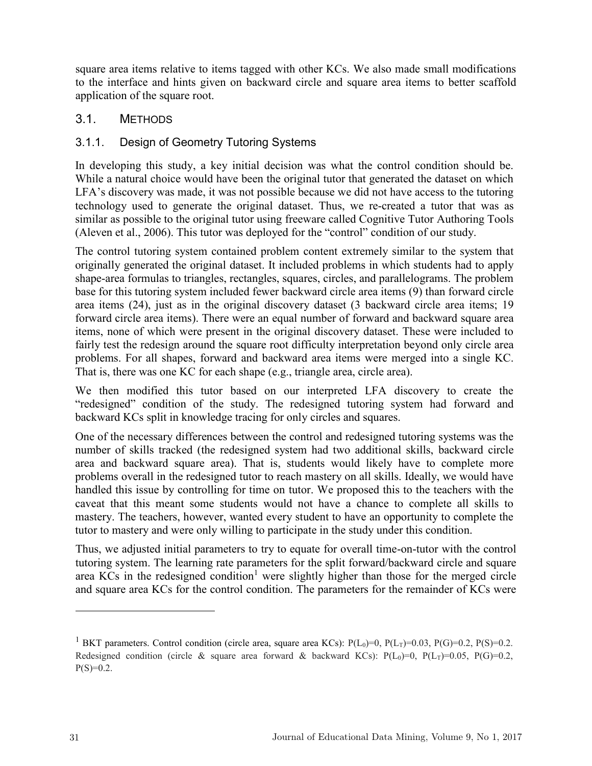square area items relative to items tagged with other KCs. We also made small modifications to the interface and hints given on backward circle and square area items to better scaffold application of the square root.

## 3.1. METHODS

### 3.1.1. Design of Geometry Tutoring Systems

In developing this study, a key initial decision was what the control condition should be. While a natural choice would have been the original tutor that generated the dataset on which LFA's discovery was made, it was not possible because we did not have access to the tutoring technology used to generate the original dataset. Thus, we re-created a tutor that was as similar as possible to the original tutor using freeware called Cognitive Tutor Authoring Tools (Aleven et al., 2006). This tutor was deployed for the "control" condition of our study.

The control tutoring system contained problem content extremely similar to the system that originally generated the original dataset. It included problems in which students had to apply shape-area formulas to triangles, rectangles, squares, circles, and parallelograms. The problem base for this tutoring system included fewer backward circle area items (9) than forward circle area items (24), just as in the original discovery dataset (3 backward circle area items; 19 forward circle area items). There were an equal number of forward and backward square area items, none of which were present in the original discovery dataset. These were included to fairly test the redesign around the square root difficulty interpretation beyond only circle area problems. For all shapes, forward and backward area items were merged into a single KC. That is, there was one KC for each shape (e.g., triangle area, circle area).

We then modified this tutor based on our interpreted LFA discovery to create the "redesigned" condition of the study. The redesigned tutoring system had forward and backward KCs split in knowledge tracing for only circles and squares.

One of the necessary differences between the control and redesigned tutoring systems was the number of skills tracked (the redesigned system had two additional skills, backward circle area and backward square area). That is, students would likely have to complete more problems overall in the redesigned tutor to reach mastery on all skills. Ideally, we would have handled this issue by controlling for time on tutor. We proposed this to the teachers with the caveat that this meant some students would not have a chance to complete all skills to mastery. The teachers, however, wanted every student to have an opportunity to complete the tutor to mastery and were only willing to participate in the study under this condition.

Thus, we adjusted initial parameters to try to equate for overall time-on-tutor with the control tutoring system. The learning rate parameters for the split forward/backward circle and square area KCs in the redesigned condition[1] were slightly higher than those for the merged circle and square area KCs for the control condition. The parameters for the remainder of KCs were

---

[1] BKT parameters. Control condition (circle area, square area KCs): $P(L_0)=0$, $P(L_T)=0.03$, $P(G)=0.2$, $P(S)=0.2$. Redesigned condition (circle & square area forward & backward KCs): $P(L_0)=0$, $P(L_T)=0.05$, $P(G)=0.2$, $P(S)=0.2$.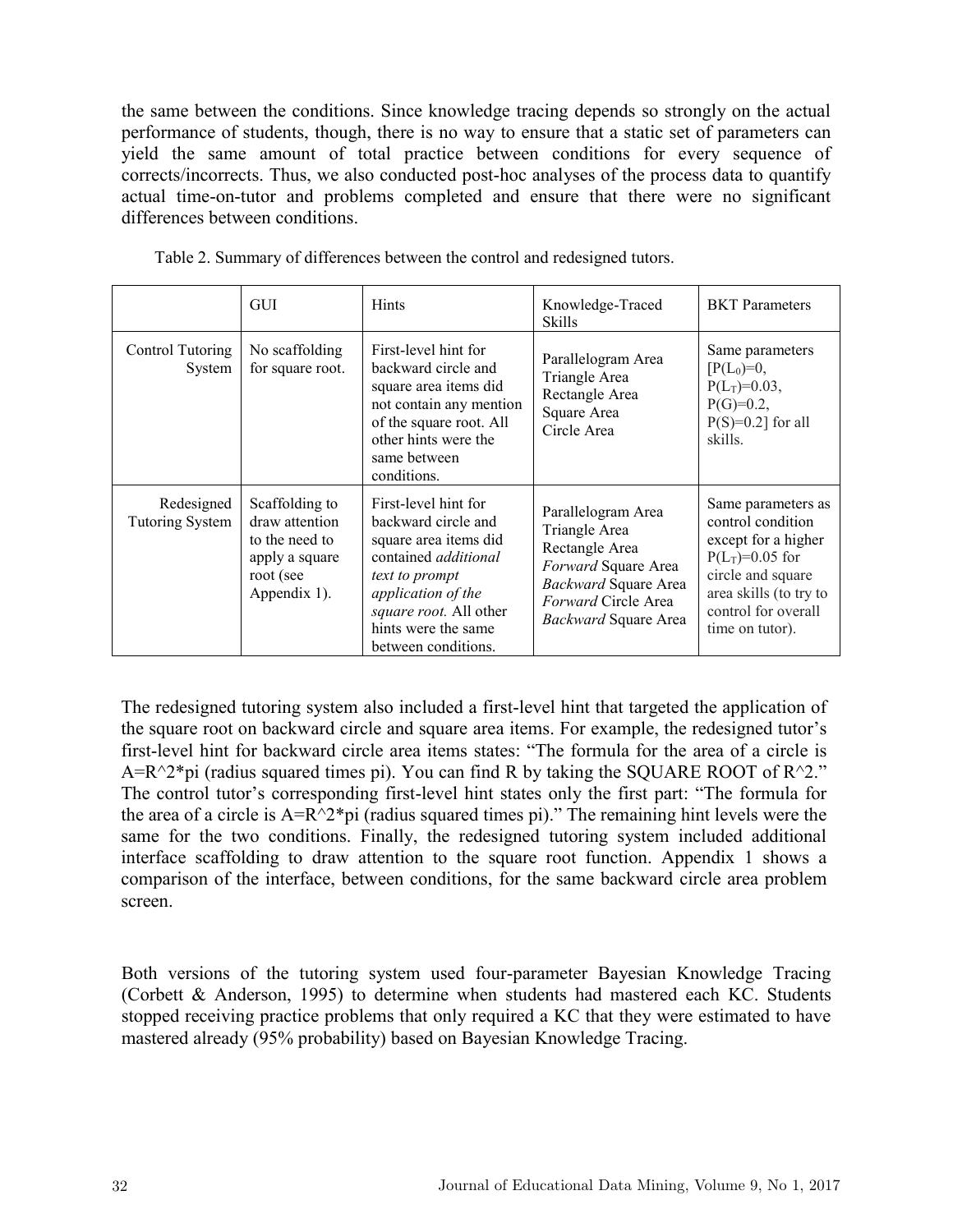the same between the conditions. Since knowledge tracing depends so strongly on the actual performance of students, though, there is no way to ensure that a static set of parameters can yield the same amount of total practice between conditions for every sequence of corrects/incorrects. Thus, we also conducted post-hoc analyses of the process data to quantify actual time-on-tutor and problems completed and ensure that there were no significant differences between conditions.

Table 2. Summary of differences between the control and redesigned tutors.

| | GUI | Hints | Knowledge-Traced Skills | BKT Parameters |
|---|---|---|---|---|
| Control Tutoring System | No scaffolding for square root. | First-level hint for backward circle and square area items did not contain any mention of the square root. All other hints were the same between conditions. | Parallelogram Area<br>Triangle Area<br>Rectangle Area<br>Square Area<br>Circle Area | Same parameters [$P(L_0)=0$, $P(L_T)=0.03$, $P(G)=0.2$, $P(S)=0.2$] for all skills. |
| Redesigned Tutoring System | Scaffolding to draw attention to the need to apply a square root (see Appendix 1). | First-level hint for backward circle and square area items did contained *additional text to prompt application of the square root.* All other hints were the same between conditions. | Parallelogram Area<br>Triangle Area<br>Rectangle Area<br>*Forward* Square Area<br>*Backward* Square Area<br>*Forward* Circle Area<br>*Backward* Square Area | Same parameters as control condition except for a higher $P(L_T)=0.05$ for circle and square area skills (to try to control for overall time on tutor). |

The redesigned tutoring system also included a first-level hint that targeted the application of the square root on backward circle and square area items. For example, the redesigned tutor's first-level hint for backward circle area items states: "The formula for the area of a circle is A=R^2*pi (radius squared times pi). You can find R by taking the SQUARE ROOT of R^2." The control tutor's corresponding first-level hint states only the first part: "The formula for the area of a circle is A=R^2*pi (radius squared times pi)." The remaining hint levels were the same for the two conditions. Finally, the redesigned tutoring system included additional interface scaffolding to draw attention to the square root function. Appendix 1 shows a comparison of the interface, between conditions, for the same backward circle area problem screen.

Both versions of the tutoring system used four-parameter Bayesian Knowledge Tracing (Corbett & Anderson, 1995) to determine when students had mastered each KC. Students stopped receiving practice problems that only required a KC that they were estimated to have mastered already (95% probability) based on Bayesian Knowledge Tracing.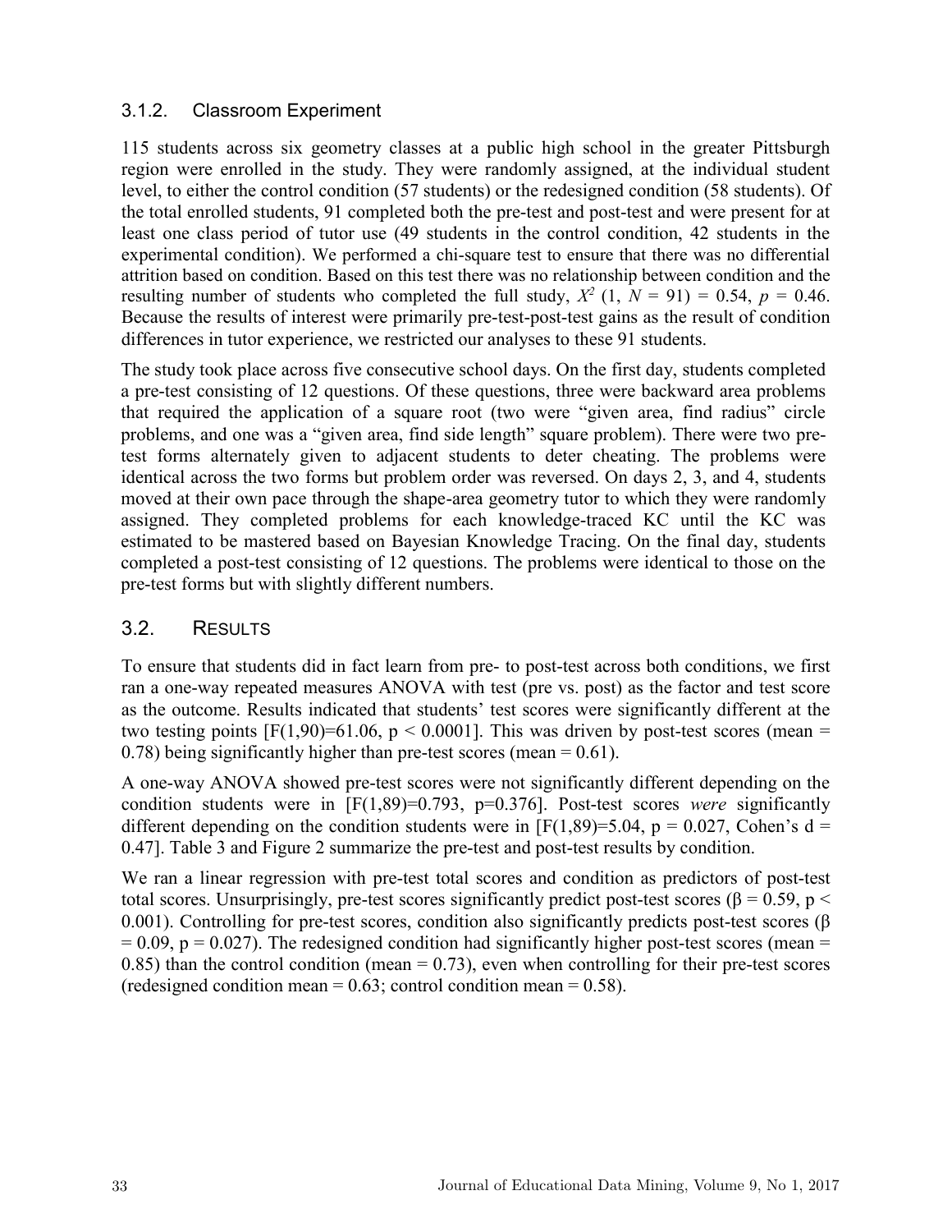### 3.1.2. Classroom Experiment

115 students across six geometry classes at a public high school in the greater Pittsburgh region were enrolled in the study. They were randomly assigned, at the individual student level, to either the control condition (57 students) or the redesigned condition (58 students). Of the total enrolled students, 91 completed both the pre-test and post-test and were present for at least one class period of tutor use (49 students in the control condition, 42 students in the experimental condition). We performed a chi-square test to ensure that there was no differential attrition based on condition. Based on this test there was no relationship between condition and the resulting number of students who completed the full study, $X^2$ (1, $N$ = 91) = 0.54, $p$ = 0.46. Because the results of interest were primarily pre-test-post-test gains as the result of condition differences in tutor experience, we restricted our analyses to these 91 students.

The study took place across five consecutive school days. On the first day, students completed a pre-test consisting of 12 questions. Of these questions, three were backward area problems that required the application of a square root (two were "given area, find radius" circle problems, and one was a "given area, find side length" square problem). There were two pre-test forms alternately given to adjacent students to deter cheating. The problems were identical across the two forms but problem order was reversed. On days 2, 3, and 4, students moved at their own pace through the shape-area geometry tutor to which they were randomly assigned. They completed problems for each knowledge-traced KC until the KC was estimated to be mastered based on Bayesian Knowledge Tracing. On the final day, students completed a post-test consisting of 12 questions. The problems were identical to those on the pre-test forms but with slightly different numbers.

## 3.2. RESULTS

To ensure that students did in fact learn from pre- to post-test across both conditions, we first ran a one-way repeated measures ANOVA with test (pre vs. post) as the factor and test score as the outcome. Results indicated that students' test scores were significantly different at the two testing points [$F(1,90)=61.06$, $p < 0.0001$]. This was driven by post-test scores (mean = 0.78) being significantly higher than pre-test scores (mean = 0.61).

A one-way ANOVA showed pre-test scores were not significantly different depending on the condition students were in [$F(1,89)=0.793$, $p=0.376$]. Post-test scores *were* significantly different depending on the condition students were in [$F(1,89)=5.04$, $p = 0.027$, Cohen's $d$ = 0.47]. Table 3 and Figure 2 summarize the pre-test and post-test results by condition.

We ran a linear regression with pre-test total scores and condition as predictors of post-test total scores. Unsurprisingly, pre-test scores significantly predict post-test scores ($\beta = 0.59$, $p < 0.001$). Controlling for pre-test scores, condition also significantly predicts post-test scores ($\beta = 0.09$, $p = 0.027$). The redesigned condition had significantly higher post-test scores (mean = 0.85) than the control condition (mean = 0.73), even when controlling for their pre-test scores (redesigned condition mean = 0.63; control condition mean = 0.58).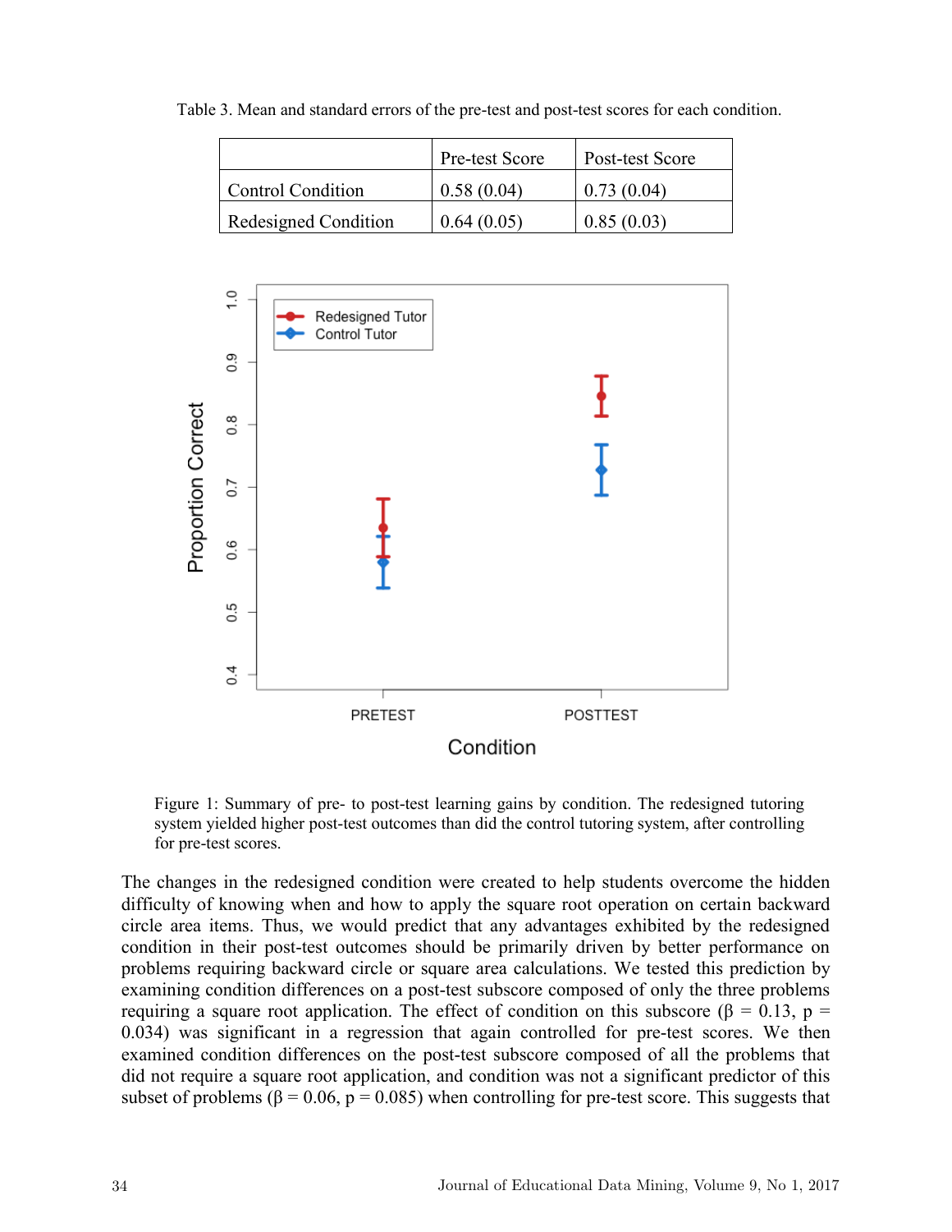Table 3. Mean and standard errors of the pre-test and post-test scores for each condition.

| | Pre-test Score | Post-test Score |
|---|---|---|
| Control Condition | 0.58 (0.04) | 0.73 (0.04) |
| Redesigned Condition | 0.64 (0.05) | 0.85 (0.03) |

Figure 1: Summary of pre- to post-test learning gains by condition. The redesigned tutoring system yielded higher post-test outcomes than did the control tutoring system, after controlling for pre-test scores.

The changes in the redesigned condition were created to help students overcome the hidden difficulty of knowing when and how to apply the square root operation on certain backward circle area items. Thus, we would predict that any advantages exhibited by the redesigned condition in their post-test outcomes should be primarily driven by better performance on problems requiring backward circle or square area calculations. We tested this prediction by examining condition differences on a post-test subscore composed of only the three problems requiring a square root application. The effect of condition on this subscore ($\beta = 0.13$, $p = 0.034$) was significant in a regression that again controlled for pre-test scores. We then examined condition differences on the post-test subscore composed of all the problems that did not require a square root application, and condition was not a significant predictor of this subset of problems ($\beta = 0.06$, $p = 0.085$) when controlling for pre-test score. This suggests that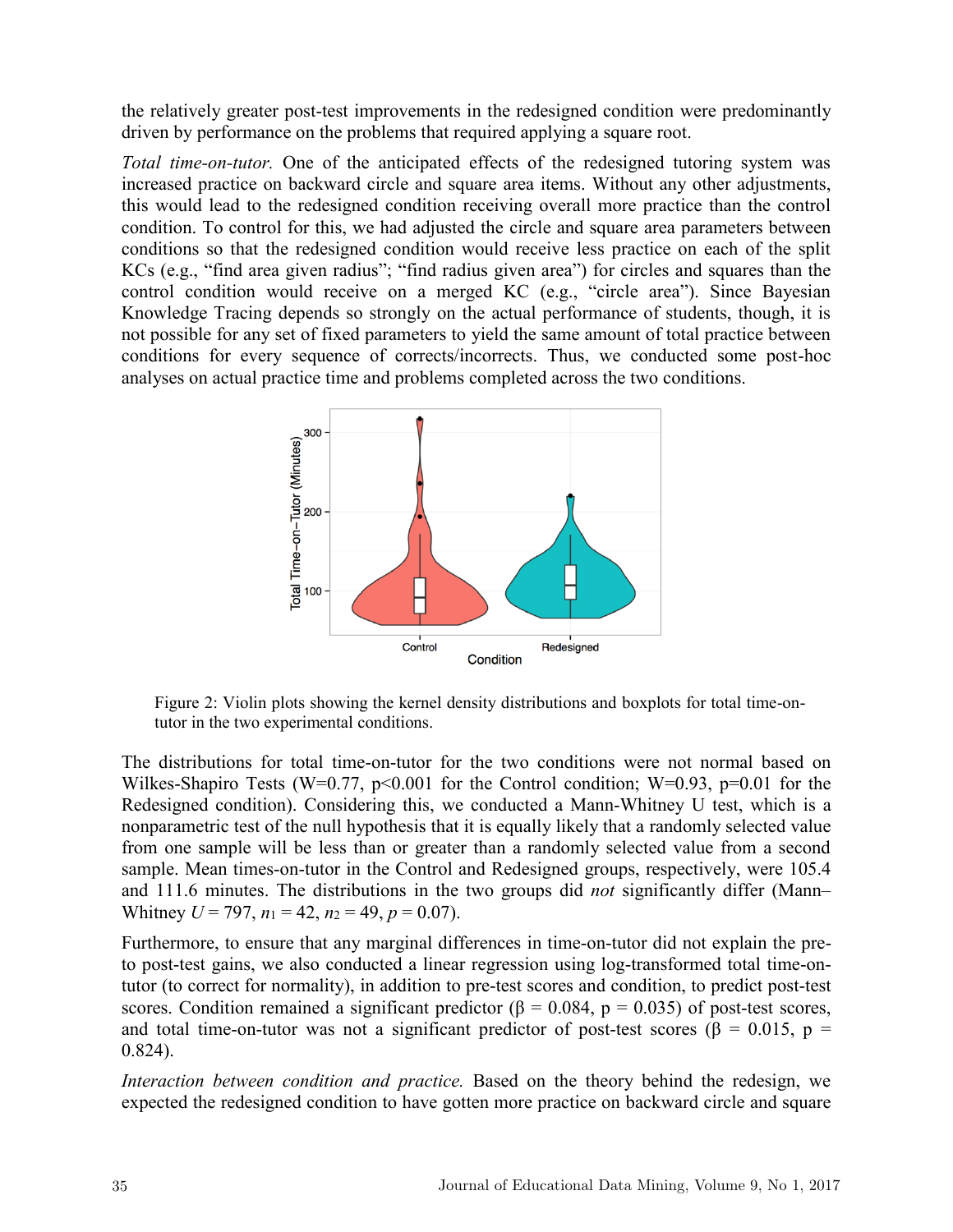the relatively greater post-test improvements in the redesigned condition were predominantly driven by performance on the problems that required applying a square root.

*Total time-on-tutor.* One of the anticipated effects of the redesigned tutoring system was increased practice on backward circle and square area items. Without any other adjustments, this would lead to the redesigned condition receiving overall more practice than the control condition. To control for this, we had adjusted the circle and square area parameters between conditions so that the redesigned condition would receive less practice on each of the split KCs (e.g., "find area given radius"; "find radius given area") for circles and squares than the control condition would receive on a merged KC (e.g., "circle area"). Since Bayesian Knowledge Tracing depends so strongly on the actual performance of students, though, it is not possible for any set of fixed parameters to yield the same amount of total practice between conditions for every sequence of corrects/incorrects. Thus, we conducted some post-hoc analyses on actual practice time and problems completed across the two conditions.

Figure 2: Violin plots showing the kernel density distributions and boxplots for total time-on-tutor in the two experimental conditions.

The distributions for total time-on-tutor for the two conditions were not normal based on Wilkes-Shapiro Tests ($W=0.77$, $p<0.001$ for the Control condition; $W=0.93$, $p=0.01$ for the Redesigned condition). Considering this, we conducted a Mann-Whitney U test, which is a nonparametric test of the null hypothesis that it is equally likely that a randomly selected value from one sample will be less than or greater than a randomly selected value from a second sample. Mean times-on-tutor in the Control and Redesigned groups, respectively, were 105.4 and 111.6 minutes. The distributions in the two groups did *not* significantly differ (Mann–Whitney $U = 797$, $n_1 = 42$, $n_2 = 49$, $p = 0.07$).

Furthermore, to ensure that any marginal differences in time-on-tutor did not explain the pre- to post-test gains, we also conducted a linear regression using log-transformed total time-on-tutor (to correct for normality), in addition to pre-test scores and condition, to predict post-test scores. Condition remained a significant predictor ($\beta = 0.084$, $p = 0.035$) of post-test scores, and total time-on-tutor was not a significant predictor of post-test scores ($\beta = 0.015$, $p = 0.824$).

*Interaction between condition and practice.* Based on the theory behind the redesign, we expected the redesigned condition to have gotten more practice on backward circle and square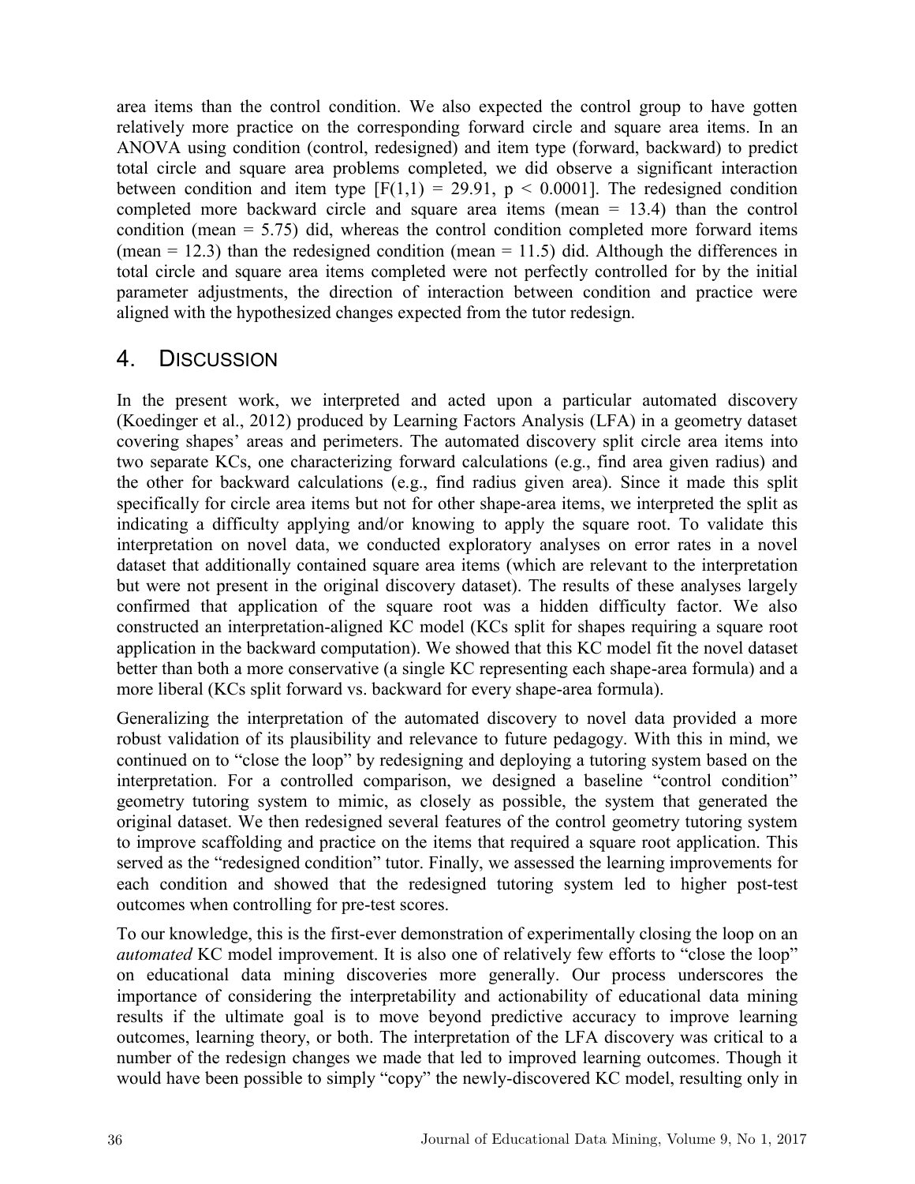area items than the control condition. We also expected the control group to have gotten relatively more practice on the corresponding forward circle and square area items. In an ANOVA using condition (control, redesigned) and item type (forward, backward) to predict total circle and square area problems completed, we did observe a significant interaction between condition and item type [$F(1,1) = 29.91$, $p < 0.0001$]. The redesigned condition completed more backward circle and square area items (mean = 13.4) than the control condition (mean = 5.75) did, whereas the control condition completed more forward items (mean = 12.3) than the redesigned condition (mean = 11.5) did. Although the differences in total circle and square area items completed were not perfectly controlled for by the initial parameter adjustments, the direction of interaction between condition and practice were aligned with the hypothesized changes expected from the tutor redesign.

## 4. Discussion

In the present work, we interpreted and acted upon a particular automated discovery (Koedinger et al., 2012) produced by Learning Factors Analysis (LFA) in a geometry dataset covering shapes' areas and perimeters. The automated discovery split circle area items into two separate KCs, one characterizing forward calculations (e.g., find area given radius) and the other for backward calculations (e.g., find radius given area). Since it made this split specifically for circle area items but not for other shape-area items, we interpreted the split as indicating a difficulty applying and/or knowing to apply the square root. To validate this interpretation on novel data, we conducted exploratory analyses on error rates in a novel dataset that additionally contained square area items (which are relevant to the interpretation but were not present in the original discovery dataset). The results of these analyses largely confirmed that application of the square root was a hidden difficulty factor. We also constructed an interpretation-aligned KC model (KCs split for shapes requiring a square root application in the backward computation). We showed that this KC model fit the novel dataset better than both a more conservative (a single KC representing each shape-area formula) and a more liberal (KCs split forward vs. backward for every shape-area formula).

Generalizing the interpretation of the automated discovery to novel data provided a more robust validation of its plausibility and relevance to future pedagogy. With this in mind, we continued on to "close the loop" by redesigning and deploying a tutoring system based on the interpretation. For a controlled comparison, we designed a baseline "control condition" geometry tutoring system to mimic, as closely as possible, the system that generated the original dataset. We then redesigned several features of the control geometry tutoring system to improve scaffolding and practice on the items that required a square root application. This served as the "redesigned condition" tutor. Finally, we assessed the learning improvements for each condition and showed that the redesigned tutoring system led to higher post-test outcomes when controlling for pre-test scores.

To our knowledge, this is the first-ever demonstration of experimentally closing the loop on an *automated* KC model improvement. It is also one of relatively few efforts to "close the loop" on educational data mining discoveries more generally. Our process underscores the importance of considering the interpretability and actionability of educational data mining results if the ultimate goal is to move beyond predictive accuracy to improve learning outcomes, learning theory, or both. The interpretation of the LFA discovery was critical to a number of the redesign changes we made that led to improved learning outcomes. Though it would have been possible to simply "copy" the newly-discovered KC model, resulting only in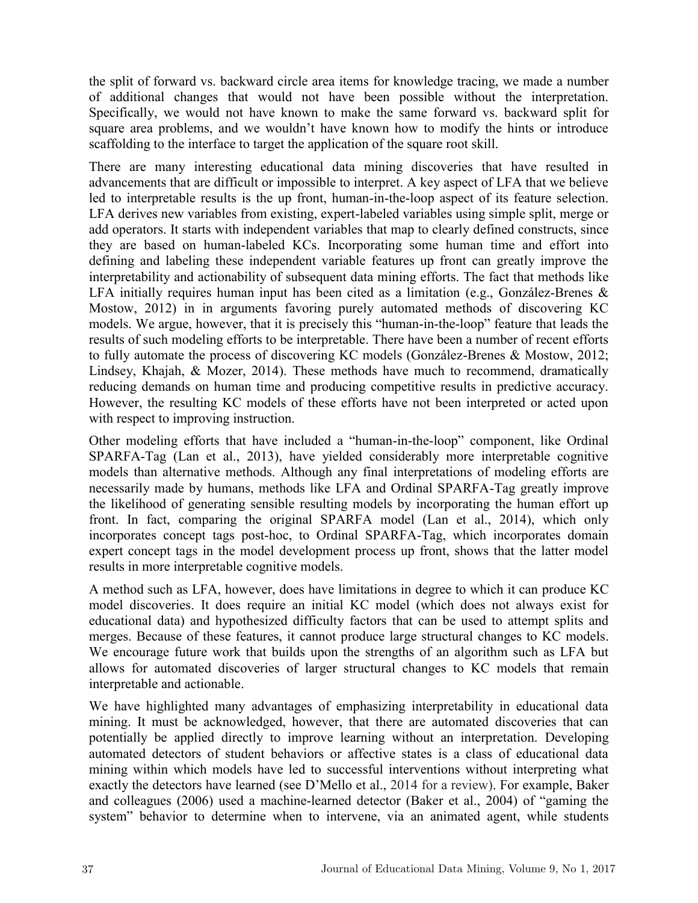the split of forward vs. backward circle area items for knowledge tracing, we made a number of additional changes that would not have been possible without the interpretation. Specifically, we would not have known to make the same forward vs. backward split for square area problems, and we wouldn't have known how to modify the hints or introduce scaffolding to the interface to target the application of the square root skill.

There are many interesting educational data mining discoveries that have resulted in advancements that are difficult or impossible to interpret. A key aspect of LFA that we believe led to interpretable results is the up front, human-in-the-loop aspect of its feature selection. LFA derives new variables from existing, expert-labeled variables using simple split, merge or add operators. It starts with independent variables that map to clearly defined constructs, since they are based on human-labeled KCs. Incorporating some human time and effort into defining and labeling these independent variable features up front can greatly improve the interpretability and actionability of subsequent data mining efforts. The fact that methods like LFA initially requires human input has been cited as a limitation (e.g., González-Brenes & Mostow, 2012) in in arguments favoring purely automated methods of discovering KC models. We argue, however, that it is precisely this "human-in-the-loop" feature that leads the results of such modeling efforts to be interpretable. There have been a number of recent efforts to fully automate the process of discovering KC models (González-Brenes & Mostow, 2012; Lindsey, Khajah, & Mozer, 2014). These methods have much to recommend, dramatically reducing demands on human time and producing competitive results in predictive accuracy. However, the resulting KC models of these efforts have not been interpreted or acted upon with respect to improving instruction.

Other modeling efforts that have included a "human-in-the-loop" component, like Ordinal SPARFA-Tag (Lan et al., 2013), have yielded considerably more interpretable cognitive models than alternative methods. Although any final interpretations of modeling efforts are necessarily made by humans, methods like LFA and Ordinal SPARFA-Tag greatly improve the likelihood of generating sensible resulting models by incorporating the human effort up front. In fact, comparing the original SPARFA model (Lan et al., 2014), which only incorporates concept tags post-hoc, to Ordinal SPARFA-Tag, which incorporates domain expert concept tags in the model development process up front, shows that the latter model results in more interpretable cognitive models.

A method such as LFA, however, does have limitations in degree to which it can produce KC model discoveries. It does require an initial KC model (which does not always exist for educational data) and hypothesized difficulty factors that can be used to attempt splits and merges. Because of these features, it cannot produce large structural changes to KC models. We encourage future work that builds upon the strengths of an algorithm such as LFA but allows for automated discoveries of larger structural changes to KC models that remain interpretable and actionable.

We have highlighted many advantages of emphasizing interpretability in educational data mining. It must be acknowledged, however, that there are automated discoveries that can potentially be applied directly to improve learning without an interpretation. Developing automated detectors of student behaviors or affective states is a class of educational data mining within which models have led to successful interventions without interpreting what exactly the detectors have learned (see D'Mello et al., 2014 for a review). For example, Baker and colleagues (2006) used a machine-learned detector (Baker et al., 2004) of "gaming the system" behavior to determine when to intervene, via an animated agent, while students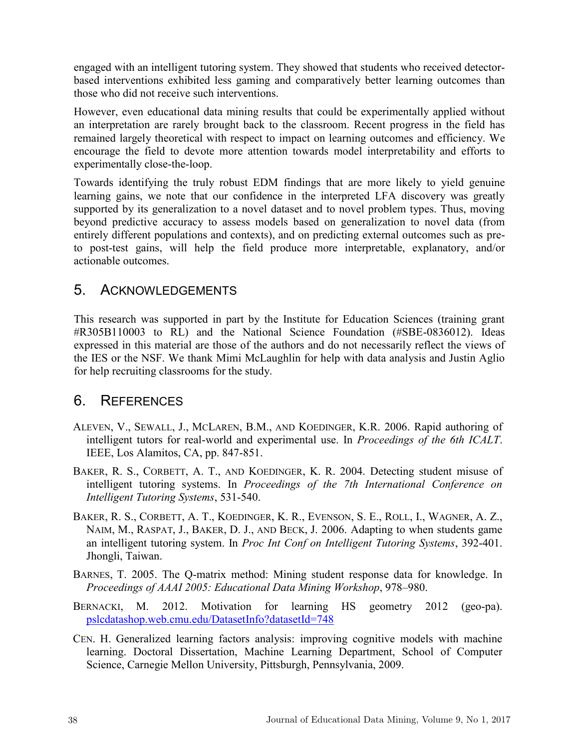engaged with an intelligent tutoring system. They showed that students who received detector-based interventions exhibited less gaming and comparatively better learning outcomes than those who did not receive such interventions.

However, even educational data mining results that could be experimentally applied without an interpretation are rarely brought back to the classroom. Recent progress in the field has remained largely theoretical with respect to impact on learning outcomes and efficiency. We encourage the field to devote more attention towards model interpretability and efforts to experimentally close-the-loop.

Towards identifying the truly robust EDM findings that are more likely to yield genuine learning gains, we note that our confidence in the interpreted LFA discovery was greatly supported by its generalization to a novel dataset and to novel problem types. Thus, moving beyond predictive accuracy to assess models based on generalization to novel data (from entirely different populations and contexts), and on predicting external outcomes such as pre-to post-test gains, will help the field produce more interpretable, explanatory, and/or actionable outcomes.

## 5. ACKNOWLEDGEMENTS

This research was supported in part by the Institute for Education Sciences (training grant #R305B110003 to RL) and the National Science Foundation (#SBE-0836012). Ideas expressed in this material are those of the authors and do not necessarily reflect the views of the IES or the NSF. We thank Mimi McLaughlin for help with data analysis and Justin Aglio for help recruiting classrooms for the study.

## 6. REFERENCES

ALEVEN, V., SEWALL, J., MCLAREN, B.M., AND KOEDINGER, K.R. 2006. Rapid authoring of intelligent tutors for real-world and experimental use. In *Proceedings of the 6th ICALT*. IEEE, Los Alamitos, CA, pp. 847-851.

BAKER, R. S., CORBETT, A. T., AND KOEDINGER, K. R. 2004. Detecting student misuse of intelligent tutoring systems. In *Proceedings of the 7th International Conference on Intelligent Tutoring Systems*, 531-540.

BAKER, R. S., CORBETT, A. T., KOEDINGER, K. R., EVENSON, S. E., ROLL, I., WAGNER, A. Z., NAIM, M., RASPAT, J., BAKER, D. J., AND BECK, J. 2006. Adapting to when students game an intelligent tutoring system. In *Proc Int Conf on Intelligent Tutoring Systems*, 392-401. Jhongli, Taiwan.

BARNES, T. 2005. The Q-matrix method: Mining student response data for knowledge. In *Proceedings of AAAI 2005: Educational Data Mining Workshop*, 978–980.

BERNACKI, M. 2012. Motivation for learning HS geometry 2012 (geo-pa). pslcdatashop.web.cmu.edu/DatasetInfo?datasetId=748

CEN. H. Generalized learning factors analysis: improving cognitive models with machine learning. Doctoral Dissertation, Machine Learning Department, School of Computer Science, Carnegie Mellon University, Pittsburgh, Pennsylvania, 2009.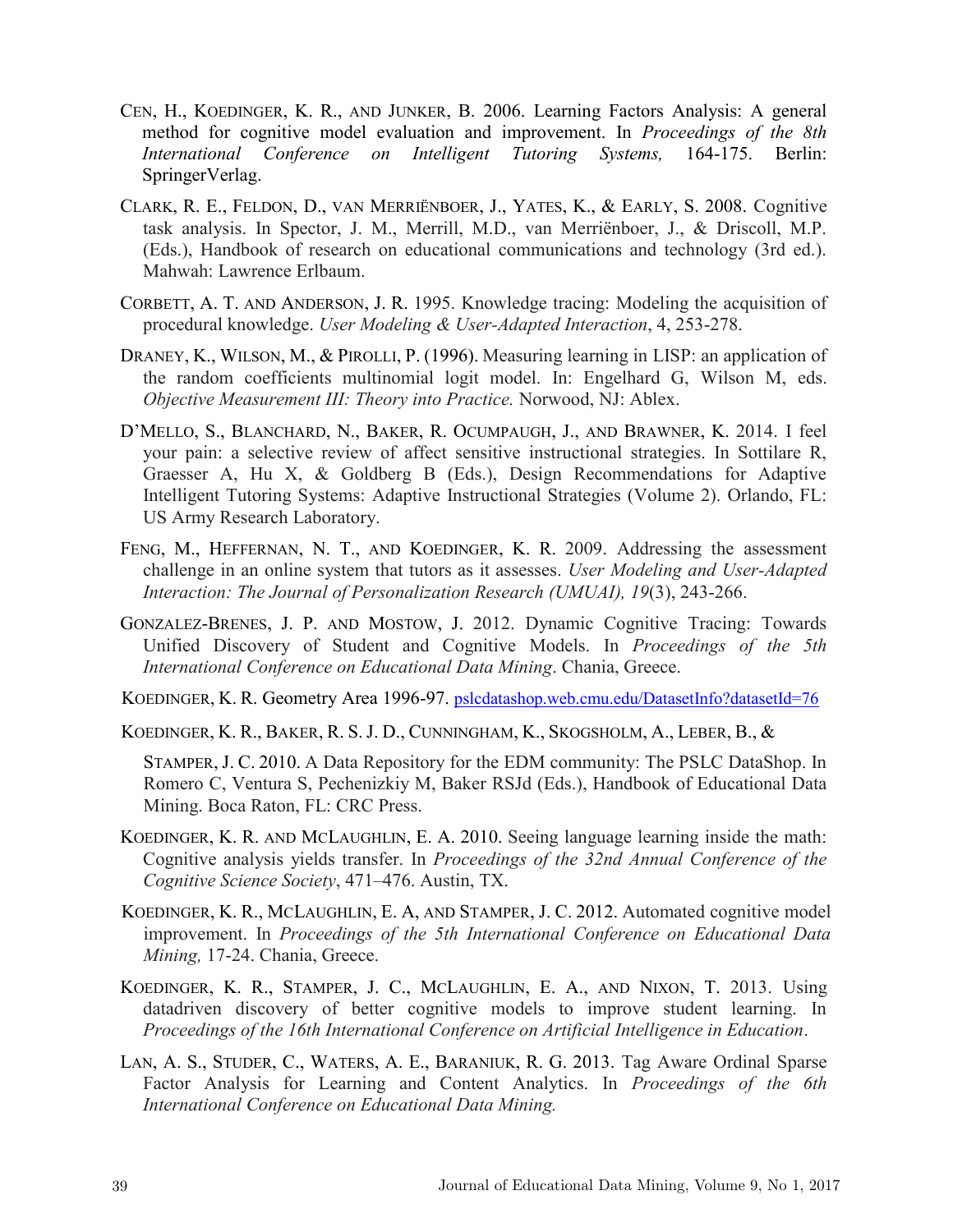CEN, H., KOEDINGER, K. R., AND JUNKER, B. 2006. Learning Factors Analysis: A general method for cognitive model evaluation and improvement. In *Proceedings of the 8th International Conference on Intelligent Tutoring Systems,* 164-175. Berlin: SpringerVerlag.

CLARK, R. E., FELDON, D., VAN MERRIËNBOER, J., YATES, K., & EARLY, S. 2008. Cognitive task analysis. In Spector, J. M., Merrill, M.D., van Merriënboer, J., & Driscoll, M.P. (Eds.), Handbook of research on educational communications and technology (3rd ed.). Mahwah: Lawrence Erlbaum.

CORBETT, A. T. AND ANDERSON, J. R. 1995. Knowledge tracing: Modeling the acquisition of procedural knowledge. *User Modeling & User-Adapted Interaction*, 4, 253-278.

DRANEY, K., WILSON, M., & PIROLLI, P. (1996). Measuring learning in LISP: an application of the random coefficients multinomial logit model. In: Engelhard G, Wilson M, eds. *Objective Measurement III: Theory into Practice.* Norwood, NJ: Ablex.

D'MELLO, S., BLANCHARD, N., BAKER, R. OCUMPAUGH, J., AND BRAWNER, K. 2014. I feel your pain: a selective review of affect sensitive instructional strategies. In Sottilare R, Graesser A, Hu X, & Goldberg B (Eds.), Design Recommendations for Adaptive Intelligent Tutoring Systems: Adaptive Instructional Strategies (Volume 2). Orlando, FL: US Army Research Laboratory.

FENG, M., HEFFERNAN, N. T., AND KOEDINGER, K. R. 2009. Addressing the assessment challenge in an online system that tutors as it assesses. *User Modeling and User-Adapted Interaction: The Journal of Personalization Research (UMUAI), 19*(3), 243-266.

GONZALEZ-BRENES, J. P. AND MOSTOW, J. 2012. Dynamic Cognitive Tracing: Towards Unified Discovery of Student and Cognitive Models. In *Proceedings of the 5th International Conference on Educational Data Mining*. Chania, Greece.

KOEDINGER, K. R. Geometry Area 1996-97. pslcdatashop.web.cmu.edu/DatasetInfo?datasetId=76

KOEDINGER, K. R., BAKER, R. S. J. D., CUNNINGHAM, K., SKOGSHOLM, A., LEBER, B., & STAMPER, J. C. 2010. A Data Repository for the EDM community: The PSLC DataShop. In Romero C, Ventura S, Pechenizkiy M, Baker RSJd (Eds.), Handbook of Educational Data Mining. Boca Raton, FL: CRC Press.

KOEDINGER, K. R. AND MCLAUGHLIN, E. A. 2010. Seeing language learning inside the math: Cognitive analysis yields transfer. In *Proceedings of the 32nd Annual Conference of the Cognitive Science Society*, 471–476. Austin, TX.

KOEDINGER, K. R., MCLAUGHLIN, E. A, AND STAMPER, J. C. 2012. Automated cognitive model improvement. In *Proceedings of the 5th International Conference on Educational Data Mining,* 17-24. Chania, Greece.

KOEDINGER, K. R., STAMPER, J. C., MCLAUGHLIN, E. A., AND NIXON, T. 2013. Using datadriven discovery of better cognitive models to improve student learning. In *Proceedings of the 16th International Conference on Artificial Intelligence in Education*.

LAN, A. S., STUDER, C., WATERS, A. E., BARANIUK, R. G. 2013. Tag Aware Ordinal Sparse Factor Analysis for Learning and Content Analytics. In *Proceedings of the 6th International Conference on Educational Data Mining.*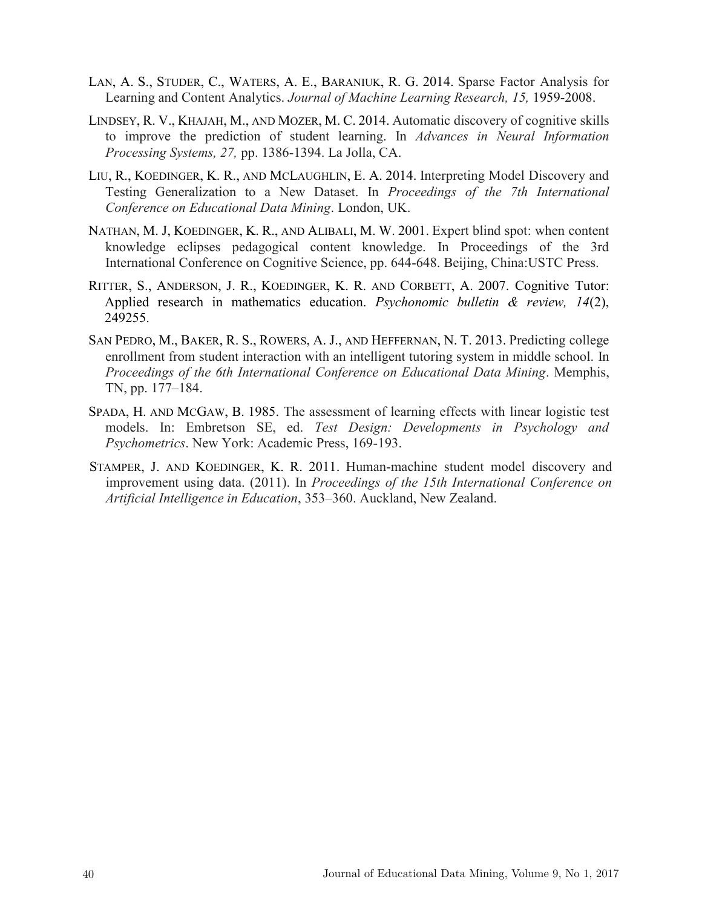LAN, A. S., STUDER, C., WATERS, A. E., BARANIUK, R. G. 2014. Sparse Factor Analysis for Learning and Content Analytics. *Journal of Machine Learning Research, 15,* 1959-2008.

LINDSEY, R. V., KHAJAH, M., AND MOZER, M. C. 2014. Automatic discovery of cognitive skills to improve the prediction of student learning. In *Advances in Neural Information Processing Systems, 27,* pp. 1386-1394. La Jolla, CA.

LIU, R., KOEDINGER, K. R., AND MCLAUGHLIN, E. A. 2014. Interpreting Model Discovery and Testing Generalization to a New Dataset. In *Proceedings of the 7th International Conference on Educational Data Mining*. London, UK.

NATHAN, M. J, KOEDINGER, K. R., AND ALIBALI, M. W. 2001. Expert blind spot: when content knowledge eclipses pedagogical content knowledge. In Proceedings of the 3rd International Conference on Cognitive Science, pp. 644-648. Beijing, China:USTC Press.

RITTER, S., ANDERSON, J. R., KOEDINGER, K. R. AND CORBETT, A. 2007. Cognitive Tutor: Applied research in mathematics education. *Psychonomic bulletin & review, 14*(2), 249255.

SAN PEDRO, M., BAKER, R. S., ROWERS, A. J., AND HEFFERNAN, N. T. 2013. Predicting college enrollment from student interaction with an intelligent tutoring system in middle school. In *Proceedings of the 6th International Conference on Educational Data Mining*. Memphis, TN, pp. 177–184.

SPADA, H. AND MCGAW, B. 1985. The assessment of learning effects with linear logistic test models. In: Embretson SE, ed. *Test Design: Developments in Psychology and Psychometrics*. New York: Academic Press, 169-193.

STAMPER, J. AND KOEDINGER, K. R. 2011. Human-machine student model discovery and improvement using data. (2011). In *Proceedings of the 15th International Conference on Artificial Intelligence in Education*, 353–360. Auckland, New Zealand.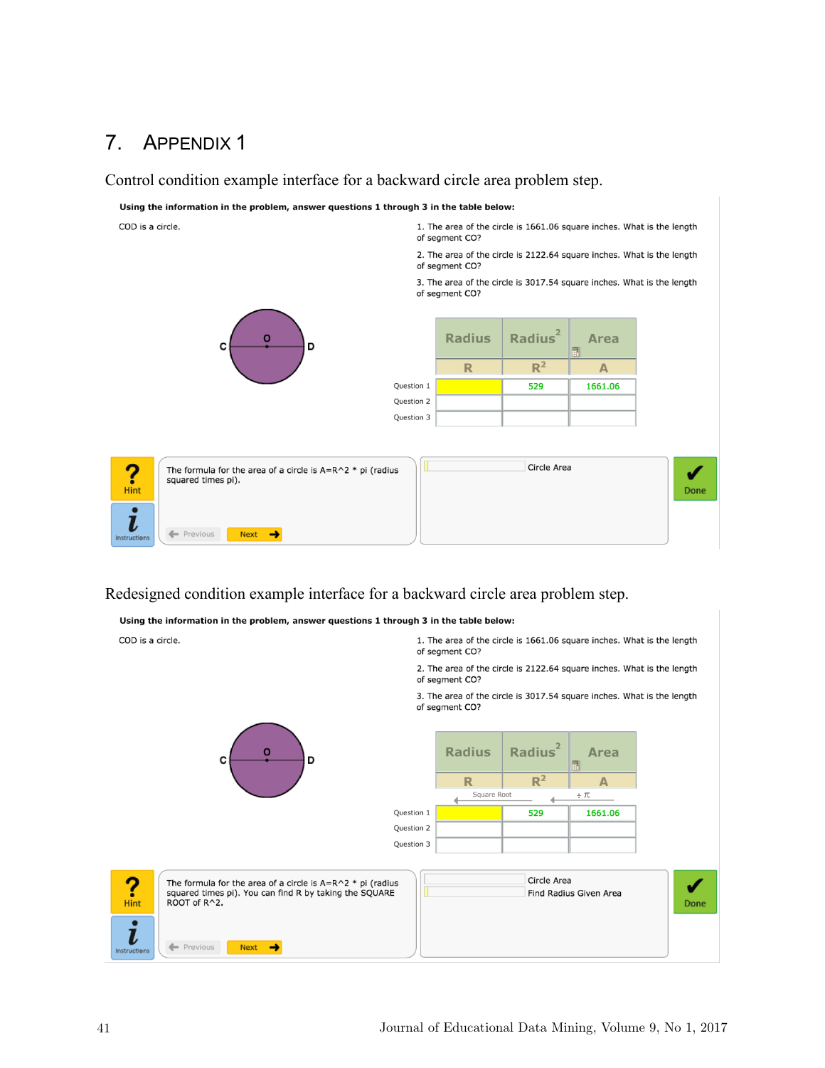# 7. APPENDIX 1

Control condition example interface for a backward circle area problem step.

**Using the information in the problem, answer questions 1 through 3 in the table below:**

COD is a circle.

1. The area of the circle is 1661.06 square inches. What is the length of segment CO?

2. The area of the circle is 2122.64 square inches. What is the length of segment CO?

3. The area of the circle is 3017.54 square inches. What is the length of segment CO?

| | Radius | Radius² | Area |
|---|---|---|---|
| | R | R² | A |
| Question 1 | | 529 | 1661.06 |
| Question 2 | | | |
| Question 3 | | | |

Hint

Instructions

The formula for the area of a circle is A=R^2 * pi (radius squared times pi).

Previous Next

Circle Area

Done

Redesigned condition example interface for a backward circle area problem step.

**Using the information in the problem, answer questions 1 through 3 in the table below:**

COD is a circle.

1. The area of the circle is 1661.06 square inches. What is the length of segment CO?

2. The area of the circle is 2122.64 square inches. What is the length of segment CO?

3. The area of the circle is 3017.54 square inches. What is the length of segment CO?

| | Radius | Radius² | Area |
|---|---|---|---|
| | R | R² | A |
| | Square Root | ÷ π | |
| Question 1 | | 529 | 1661.06 |
| Question 2 | | | |
| Question 3 | | | |

Hint

Instructions

The formula for the area of a circle is A=R^2 * pi (radius squared times pi). You can find R by taking the SQUARE ROOT of R^2.

Previous Next

Circle Area

Find Radius Given Area

Done